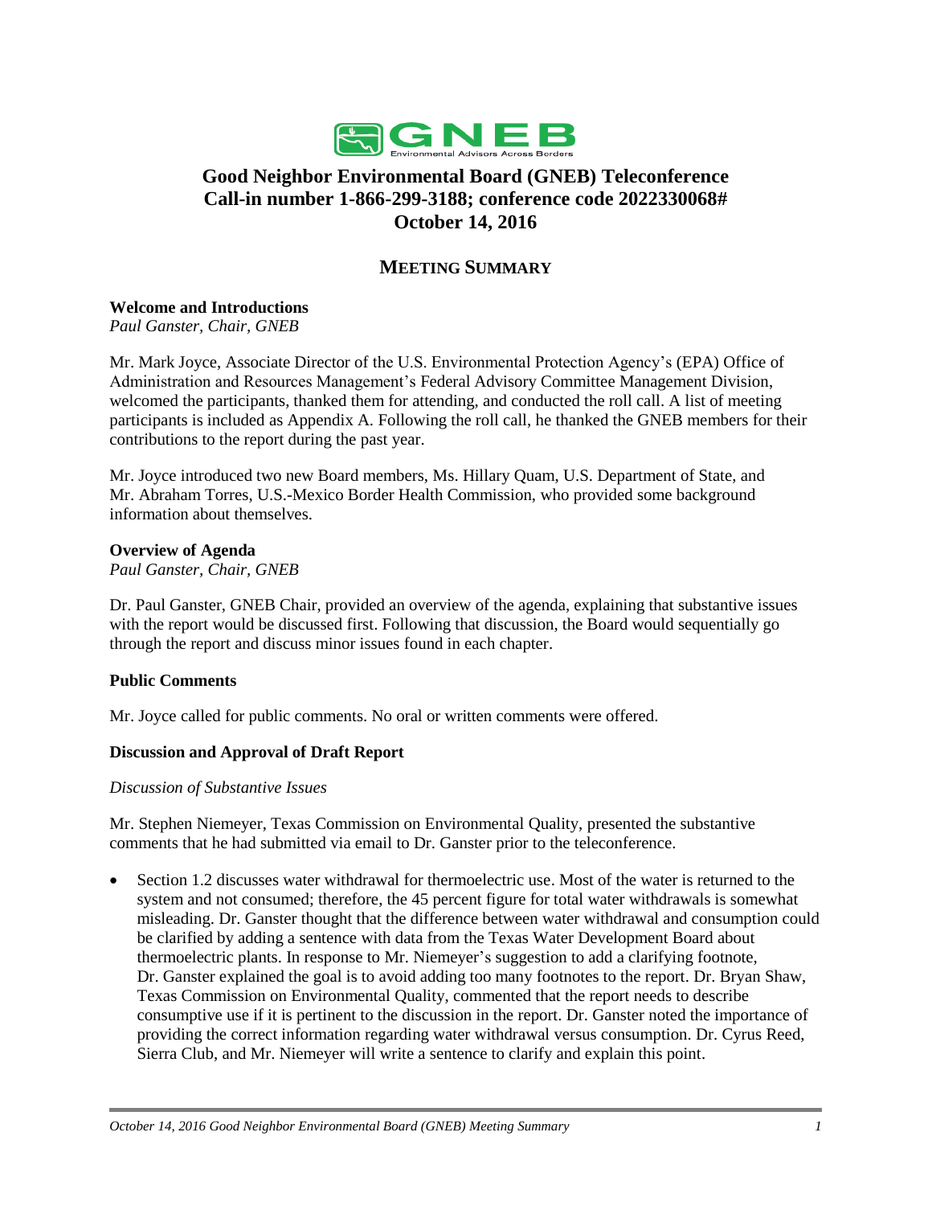# Good Neighbor Environmental Board (GNEB) Teleconference
# Call-in number 1-866-299-3188; conference code 2022330068#
# October 14, 2016

## MEETING SUMMARY

**Welcome and Introductions**
*Paul Ganster, Chair, GNEB*

Mr. Mark Joyce, Associate Director of the U.S. Environmental Protection Agency's (EPA) Office of Administration and Resources Management's Federal Advisory Committee Management Division, welcomed the participants, thanked them for attending, and conducted the roll call. A list of meeting participants is included as Appendix A. Following the roll call, he thanked the GNEB members for their contributions to the report during the past year.

Mr. Joyce introduced two new Board members, Ms. Hillary Quam, U.S. Department of State, and Mr. Abraham Torres, U.S.-Mexico Border Health Commission, who provided some background information about themselves.

**Overview of Agenda**
*Paul Ganster, Chair, GNEB*

Dr. Paul Ganster, GNEB Chair, provided an overview of the agenda, explaining that substantive issues with the report would be discussed first. Following that discussion, the Board would sequentially go through the report and discuss minor issues found in each chapter.

**Public Comments**

Mr. Joyce called for public comments. No oral or written comments were offered.

**Discussion and Approval of Draft Report**

*Discussion of Substantive Issues*

Mr. Stephen Niemeyer, Texas Commission on Environmental Quality, presented the substantive comments that he had submitted via email to Dr. Ganster prior to the teleconference.

- Section 1.2 discusses water withdrawal for thermoelectric use. Most of the water is returned to the system and not consumed; therefore, the 45 percent figure for total water withdrawals is somewhat misleading. Dr. Ganster thought that the difference between water withdrawal and consumption could be clarified by adding a sentence with data from the Texas Water Development Board about thermoelectric plants. In response to Mr. Niemeyer's suggestion to add a clarifying footnote, Dr. Ganster explained the goal is to avoid adding too many footnotes to the report. Dr. Bryan Shaw, Texas Commission on Environmental Quality, commented that the report needs to describe consumptive use if it is pertinent to the discussion in the report. Dr. Ganster noted the importance of providing the correct information regarding water withdrawal versus consumption. Dr. Cyrus Reed, Sierra Club, and Mr. Niemeyer will write a sentence to clarify and explain this point.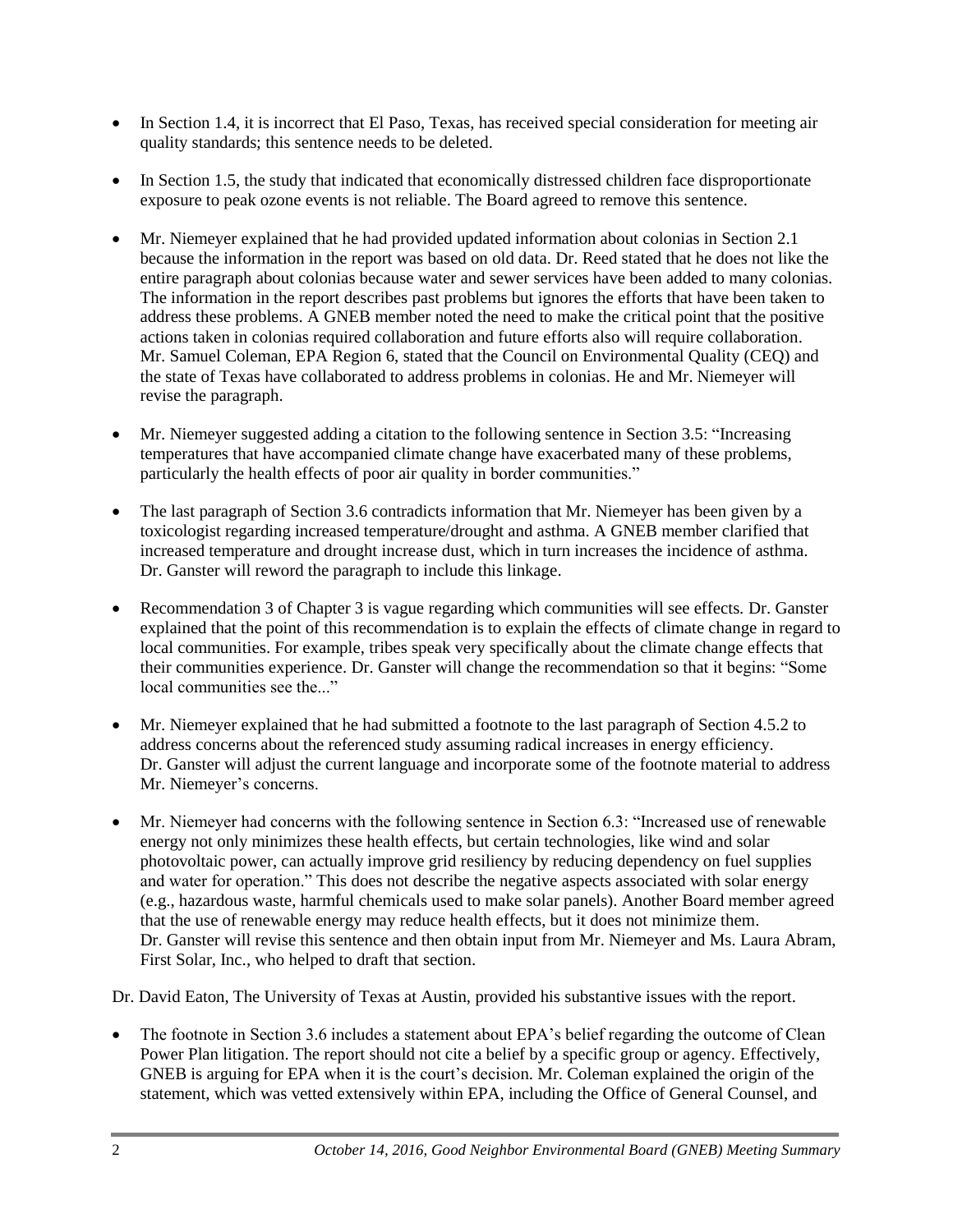- In Section 1.4, it is incorrect that El Paso, Texas, has received special consideration for meeting air quality standards; this sentence needs to be deleted.
- In Section 1.5, the study that indicated that economically distressed children face disproportionate exposure to peak ozone events is not reliable. The Board agreed to remove this sentence.
- Mr. Niemeyer explained that he had provided updated information about colonias in Section 2.1 because the information in the report was based on old data. Dr. Reed stated that he does not like the entire paragraph about colonias because water and sewer services have been added to many colonias. The information in the report describes past problems but ignores the efforts that have been taken to address these problems. A GNEB member noted the need to make the critical point that the positive actions taken in colonias required collaboration and future efforts also will require collaboration. Mr. Samuel Coleman, EPA Region 6, stated that the Council on Environmental Quality (CEQ) and the state of Texas have collaborated to address problems in colonias. He and Mr. Niemeyer will revise the paragraph.
- Mr. Niemeyer suggested adding a citation to the following sentence in Section 3.5: "Increasing temperatures that have accompanied climate change have exacerbated many of these problems, particularly the health effects of poor air quality in border communities."
- The last paragraph of Section 3.6 contradicts information that Mr. Niemeyer has been given by a toxicologist regarding increased temperature/drought and asthma. A GNEB member clarified that increased temperature and drought increase dust, which in turn increases the incidence of asthma. Dr. Ganster will reword the paragraph to include this linkage.
- Recommendation 3 of Chapter 3 is vague regarding which communities will see effects. Dr. Ganster explained that the point of this recommendation is to explain the effects of climate change in regard to local communities. For example, tribes speak very specifically about the climate change effects that their communities experience. Dr. Ganster will change the recommendation so that it begins: "Some local communities see the..."
- Mr. Niemeyer explained that he had submitted a footnote to the last paragraph of Section 4.5.2 to address concerns about the referenced study assuming radical increases in energy efficiency. Dr. Ganster will adjust the current language and incorporate some of the footnote material to address Mr. Niemeyer's concerns.
- Mr. Niemeyer had concerns with the following sentence in Section 6.3: "Increased use of renewable energy not only minimizes these health effects, but certain technologies, like wind and solar photovoltaic power, can actually improve grid resiliency by reducing dependency on fuel supplies and water for operation." This does not describe the negative aspects associated with solar energy (e.g., hazardous waste, harmful chemicals used to make solar panels). Another Board member agreed that the use of renewable energy may reduce health effects, but it does not minimize them. Dr. Ganster will revise this sentence and then obtain input from Mr. Niemeyer and Ms. Laura Abram, First Solar, Inc., who helped to draft that section.

Dr. David Eaton, The University of Texas at Austin, provided his substantive issues with the report.

- The footnote in Section 3.6 includes a statement about EPA's belief regarding the outcome of Clean Power Plan litigation. The report should not cite a belief by a specific group or agency. Effectively, GNEB is arguing for EPA when it is the court's decision. Mr. Coleman explained the origin of the statement, which was vetted extensively within EPA, including the Office of General Counsel, and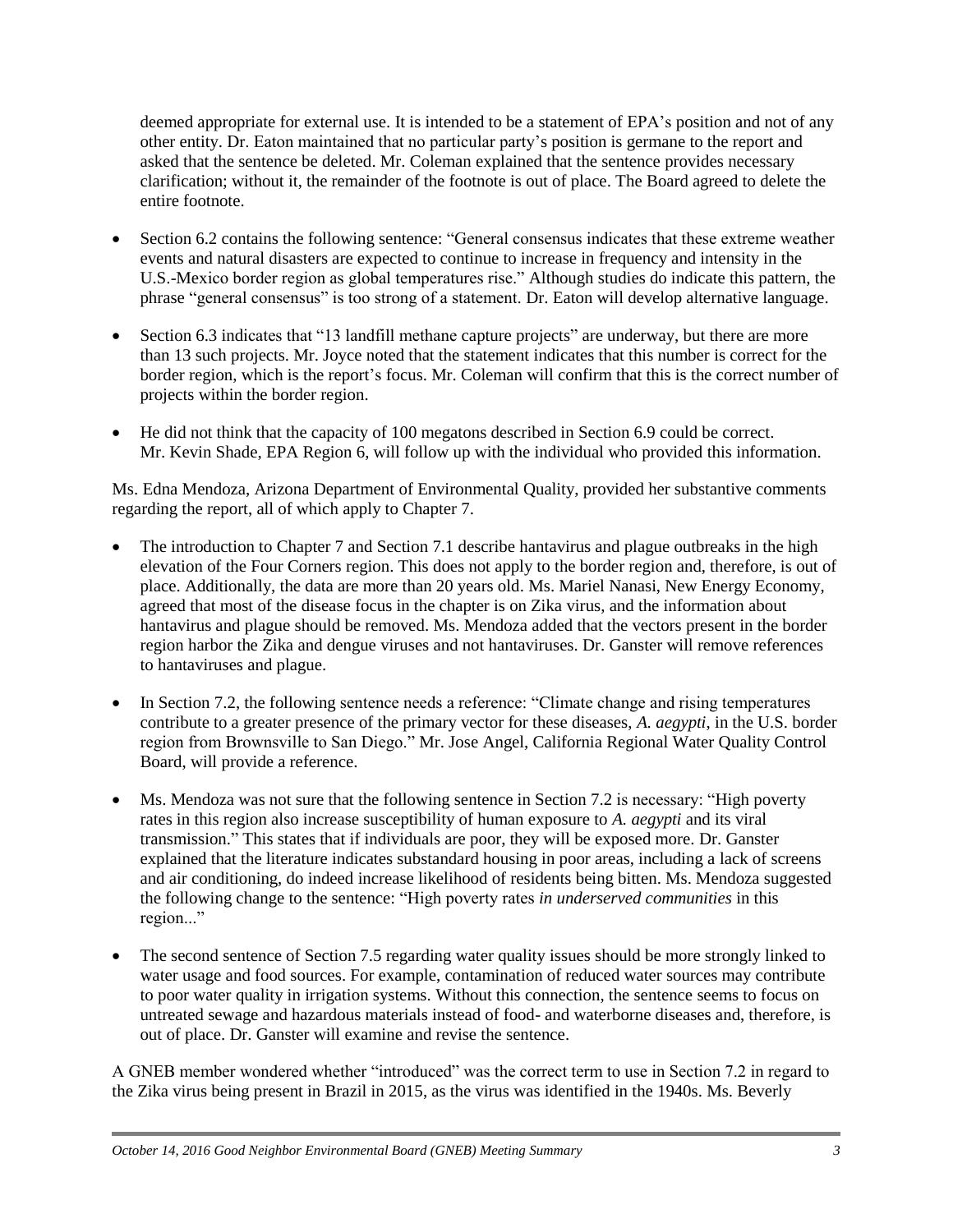deemed appropriate for external use. It is intended to be a statement of EPA's position and not of any other entity. Dr. Eaton maintained that no particular party's position is germane to the report and asked that the sentence be deleted. Mr. Coleman explained that the sentence provides necessary clarification; without it, the remainder of the footnote is out of place. The Board agreed to delete the entire footnote.

- Section 6.2 contains the following sentence: "General consensus indicates that these extreme weather events and natural disasters are expected to continue to increase in frequency and intensity in the U.S.-Mexico border region as global temperatures rise." Although studies do indicate this pattern, the phrase "general consensus" is too strong of a statement. Dr. Eaton will develop alternative language.

- Section 6.3 indicates that "13 landfill methane capture projects" are underway, but there are more than 13 such projects. Mr. Joyce noted that the statement indicates that this number is correct for the border region, which is the report's focus. Mr. Coleman will confirm that this is the correct number of projects within the border region.

- He did not think that the capacity of 100 megatons described in Section 6.9 could be correct. Mr. Kevin Shade, EPA Region 6, will follow up with the individual who provided this information.

Ms. Edna Mendoza, Arizona Department of Environmental Quality, provided her substantive comments regarding the report, all of which apply to Chapter 7.

- The introduction to Chapter 7 and Section 7.1 describe hantavirus and plague outbreaks in the high elevation of the Four Corners region. This does not apply to the border region and, therefore, is out of place. Additionally, the data are more than 20 years old. Ms. Mariel Nanasi, New Energy Economy, agreed that most of the disease focus in the chapter is on Zika virus, and the information about hantavirus and plague should be removed. Ms. Mendoza added that the vectors present in the border region harbor the Zika and dengue viruses and not hantaviruses. Dr. Ganster will remove references to hantaviruses and plague.

- In Section 7.2, the following sentence needs a reference: "Climate change and rising temperatures contribute to a greater presence of the primary vector for these diseases, *A. aegypti*, in the U.S. border region from Brownsville to San Diego." Mr. Jose Angel, California Regional Water Quality Control Board, will provide a reference.

- Ms. Mendoza was not sure that the following sentence in Section 7.2 is necessary: "High poverty rates in this region also increase susceptibility of human exposure to *A. aegypti* and its viral transmission." This states that if individuals are poor, they will be exposed more. Dr. Ganster explained that the literature indicates substandard housing in poor areas, including a lack of screens and air conditioning, do indeed increase likelihood of residents being bitten. Ms. Mendoza suggested the following change to the sentence: "High poverty rates *in underserved communities* in this region..."

- The second sentence of Section 7.5 regarding water quality issues should be more strongly linked to water usage and food sources. For example, contamination of reduced water sources may contribute to poor water quality in irrigation systems. Without this connection, the sentence seems to focus on untreated sewage and hazardous materials instead of food- and waterborne diseases and, therefore, is out of place. Dr. Ganster will examine and revise the sentence.

A GNEB member wondered whether "introduced" was the correct term to use in Section 7.2 in regard to the Zika virus being present in Brazil in 2015, as the virus was identified in the 1940s. Ms. Beverly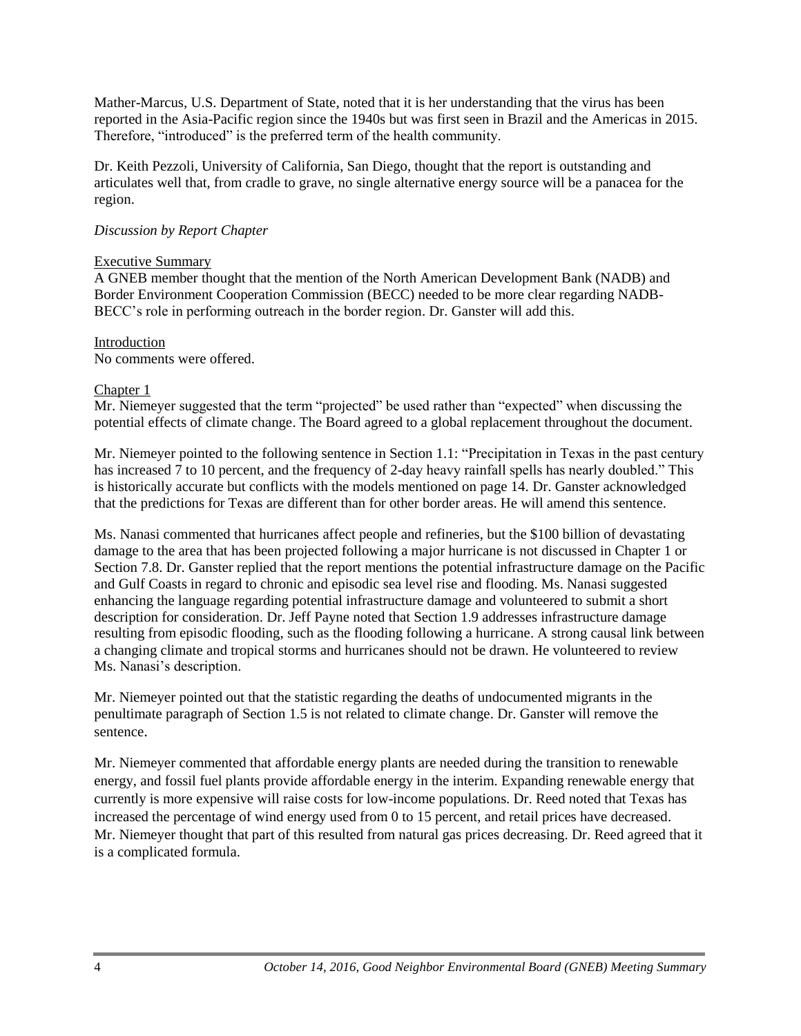Mather-Marcus, U.S. Department of State, noted that it is her understanding that the virus has been reported in the Asia-Pacific region since the 1940s but was first seen in Brazil and the Americas in 2015. Therefore, "introduced" is the preferred term of the health community.

Dr. Keith Pezzoli, University of California, San Diego, thought that the report is outstanding and articulates well that, from cradle to grave, no single alternative energy source will be a panacea for the region.

*Discussion by Report Chapter*

Executive Summary

A GNEB member thought that the mention of the North American Development Bank (NADB) and Border Environment Cooperation Commission (BECC) needed to be more clear regarding NADB-BECC's role in performing outreach in the border region. Dr. Ganster will add this.

Introduction

No comments were offered.

Chapter 1

Mr. Niemeyer suggested that the term "projected" be used rather than "expected" when discussing the potential effects of climate change. The Board agreed to a global replacement throughout the document.

Mr. Niemeyer pointed to the following sentence in Section 1.1: "Precipitation in Texas in the past century has increased 7 to 10 percent, and the frequency of 2-day heavy rainfall spells has nearly doubled." This is historically accurate but conflicts with the models mentioned on page 14. Dr. Ganster acknowledged that the predictions for Texas are different than for other border areas. He will amend this sentence.

Ms. Nanasi commented that hurricanes affect people and refineries, but the $100 billion of devastating damage to the area that has been projected following a major hurricane is not discussed in Chapter 1 or Section 7.8. Dr. Ganster replied that the report mentions the potential infrastructure damage on the Pacific and Gulf Coasts in regard to chronic and episodic sea level rise and flooding. Ms. Nanasi suggested enhancing the language regarding potential infrastructure damage and volunteered to submit a short description for consideration. Dr. Jeff Payne noted that Section 1.9 addresses infrastructure damage resulting from episodic flooding, such as the flooding following a hurricane. A strong causal link between a changing climate and tropical storms and hurricanes should not be drawn. He volunteered to review Ms. Nanasi's description.

Mr. Niemeyer pointed out that the statistic regarding the deaths of undocumented migrants in the penultimate paragraph of Section 1.5 is not related to climate change. Dr. Ganster will remove the sentence.

Mr. Niemeyer commented that affordable energy plants are needed during the transition to renewable energy, and fossil fuel plants provide affordable energy in the interim. Expanding renewable energy that currently is more expensive will raise costs for low-income populations. Dr. Reed noted that Texas has increased the percentage of wind energy used from 0 to 15 percent, and retail prices have decreased. Mr. Niemeyer thought that part of this resulted from natural gas prices decreasing. Dr. Reed agreed that it is a complicated formula.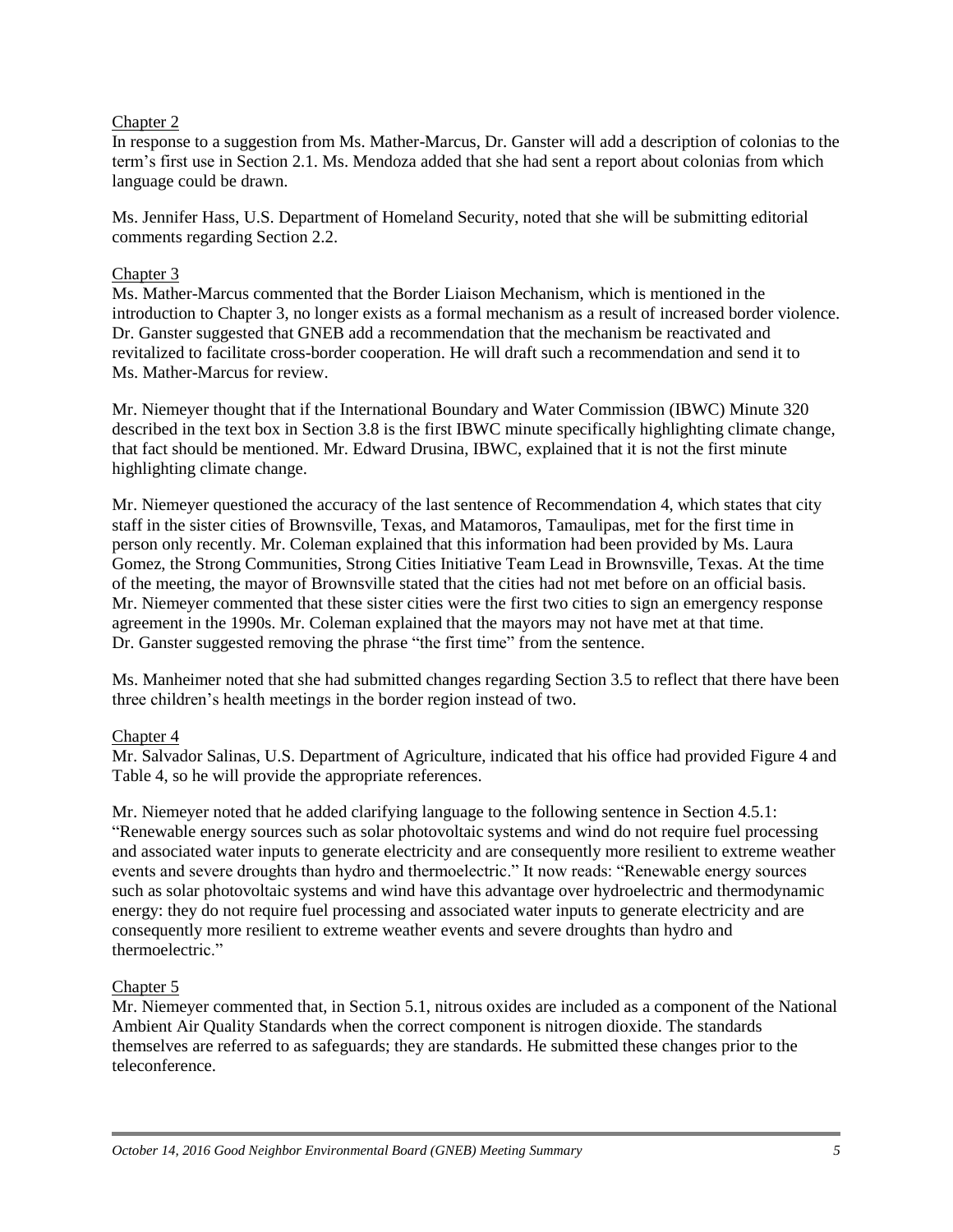Chapter 2

In response to a suggestion from Ms. Mather-Marcus, Dr. Ganster will add a description of colonias to the term's first use in Section 2.1. Ms. Mendoza added that she had sent a report about colonias from which language could be drawn.

Ms. Jennifer Hass, U.S. Department of Homeland Security, noted that she will be submitting editorial comments regarding Section 2.2.

Chapter 3

Ms. Mather-Marcus commented that the Border Liaison Mechanism, which is mentioned in the introduction to Chapter 3, no longer exists as a formal mechanism as a result of increased border violence. Dr. Ganster suggested that GNEB add a recommendation that the mechanism be reactivated and revitalized to facilitate cross-border cooperation. He will draft such a recommendation and send it to Ms. Mather-Marcus for review.

Mr. Niemeyer thought that if the International Boundary and Water Commission (IBWC) Minute 320 described in the text box in Section 3.8 is the first IBWC minute specifically highlighting climate change, that fact should be mentioned. Mr. Edward Drusina, IBWC, explained that it is not the first minute highlighting climate change.

Mr. Niemeyer questioned the accuracy of the last sentence of Recommendation 4, which states that city staff in the sister cities of Brownsville, Texas, and Matamoros, Tamaulipas, met for the first time in person only recently. Mr. Coleman explained that this information had been provided by Ms. Laura Gomez, the Strong Communities, Strong Cities Initiative Team Lead in Brownsville, Texas. At the time of the meeting, the mayor of Brownsville stated that the cities had not met before on an official basis. Mr. Niemeyer commented that these sister cities were the first two cities to sign an emergency response agreement in the 1990s. Mr. Coleman explained that the mayors may not have met at that time. Dr. Ganster suggested removing the phrase "the first time" from the sentence.

Ms. Manheimer noted that she had submitted changes regarding Section 3.5 to reflect that there have been three children's health meetings in the border region instead of two.

Chapter 4

Mr. Salvador Salinas, U.S. Department of Agriculture, indicated that his office had provided Figure 4 and Table 4, so he will provide the appropriate references.

Mr. Niemeyer noted that he added clarifying language to the following sentence in Section 4.5.1: "Renewable energy sources such as solar photovoltaic systems and wind do not require fuel processing and associated water inputs to generate electricity and are consequently more resilient to extreme weather events and severe droughts than hydro and thermoelectric." It now reads: "Renewable energy sources such as solar photovoltaic systems and wind have this advantage over hydroelectric and thermodynamic energy: they do not require fuel processing and associated water inputs to generate electricity and are consequently more resilient to extreme weather events and severe droughts than hydro and thermoelectric."

Chapter 5

Mr. Niemeyer commented that, in Section 5.1, nitrous oxides are included as a component of the National Ambient Air Quality Standards when the correct component is nitrogen dioxide. The standards themselves are referred to as safeguards; they are standards. He submitted these changes prior to the teleconference.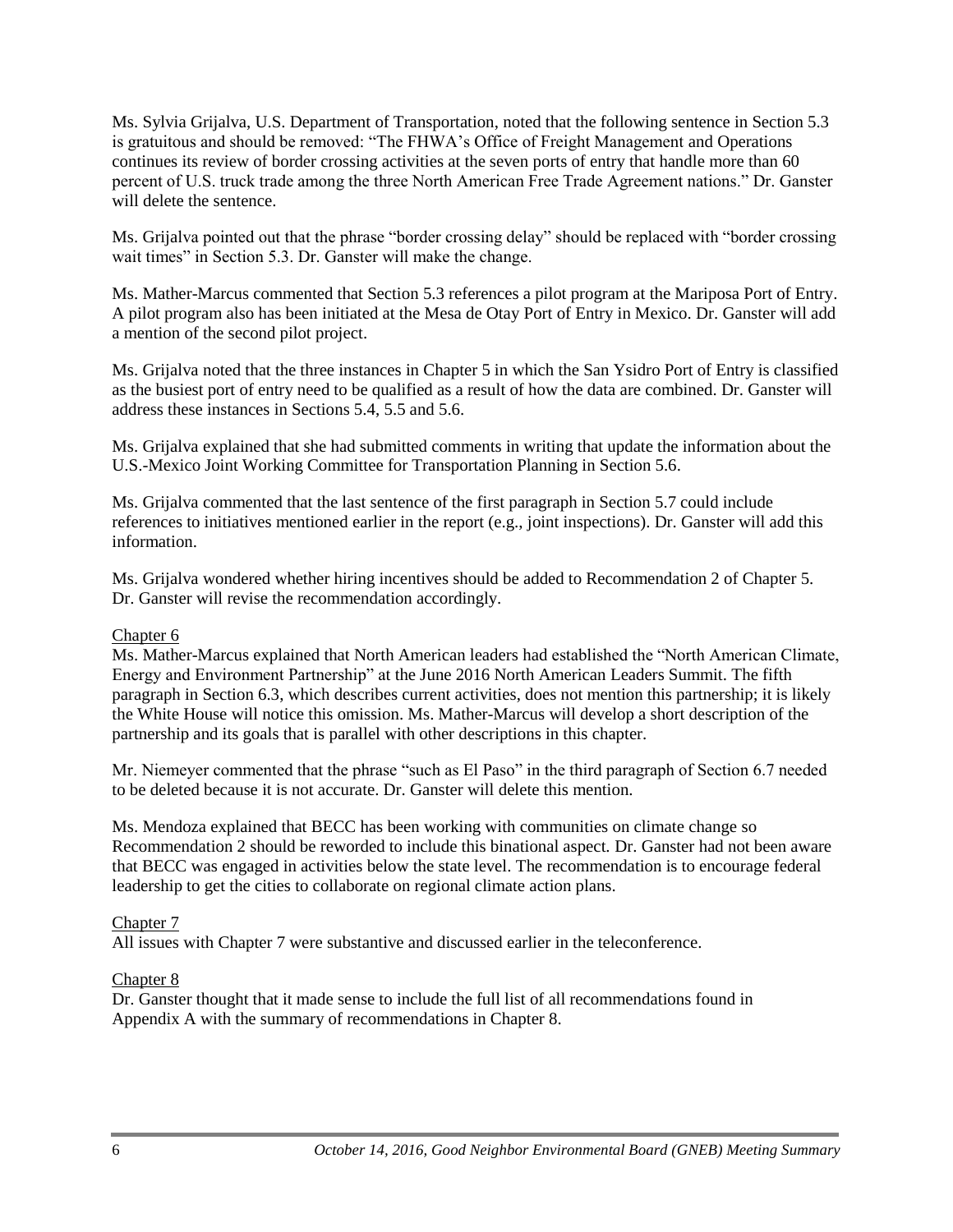Ms. Sylvia Grijalva, U.S. Department of Transportation, noted that the following sentence in Section 5.3 is gratuitous and should be removed: "The FHWA's Office of Freight Management and Operations continues its review of border crossing activities at the seven ports of entry that handle more than 60 percent of U.S. truck trade among the three North American Free Trade Agreement nations." Dr. Ganster will delete the sentence.

Ms. Grijalva pointed out that the phrase "border crossing delay" should be replaced with "border crossing wait times" in Section 5.3. Dr. Ganster will make the change.

Ms. Mather-Marcus commented that Section 5.3 references a pilot program at the Mariposa Port of Entry. A pilot program also has been initiated at the Mesa de Otay Port of Entry in Mexico. Dr. Ganster will add a mention of the second pilot project.

Ms. Grijalva noted that the three instances in Chapter 5 in which the San Ysidro Port of Entry is classified as the busiest port of entry need to be qualified as a result of how the data are combined. Dr. Ganster will address these instances in Sections 5.4, 5.5 and 5.6.

Ms. Grijalva explained that she had submitted comments in writing that update the information about the U.S.-Mexico Joint Working Committee for Transportation Planning in Section 5.6.

Ms. Grijalva commented that the last sentence of the first paragraph in Section 5.7 could include references to initiatives mentioned earlier in the report (e.g., joint inspections). Dr. Ganster will add this information.

Ms. Grijalva wondered whether hiring incentives should be added to Recommendation 2 of Chapter 5. Dr. Ganster will revise the recommendation accordingly.

Chapter 6

Ms. Mather-Marcus explained that North American leaders had established the "North American Climate, Energy and Environment Partnership" at the June 2016 North American Leaders Summit. The fifth paragraph in Section 6.3, which describes current activities, does not mention this partnership; it is likely the White House will notice this omission. Ms. Mather-Marcus will develop a short description of the partnership and its goals that is parallel with other descriptions in this chapter.

Mr. Niemeyer commented that the phrase "such as El Paso" in the third paragraph of Section 6.7 needed to be deleted because it is not accurate. Dr. Ganster will delete this mention.

Ms. Mendoza explained that BECC has been working with communities on climate change so Recommendation 2 should be reworded to include this binational aspect. Dr. Ganster had not been aware that BECC was engaged in activities below the state level. The recommendation is to encourage federal leadership to get the cities to collaborate on regional climate action plans.

Chapter 7

All issues with Chapter 7 were substantive and discussed earlier in the teleconference.

Chapter 8

Dr. Ganster thought that it made sense to include the full list of all recommendations found in Appendix A with the summary of recommendations in Chapter 8.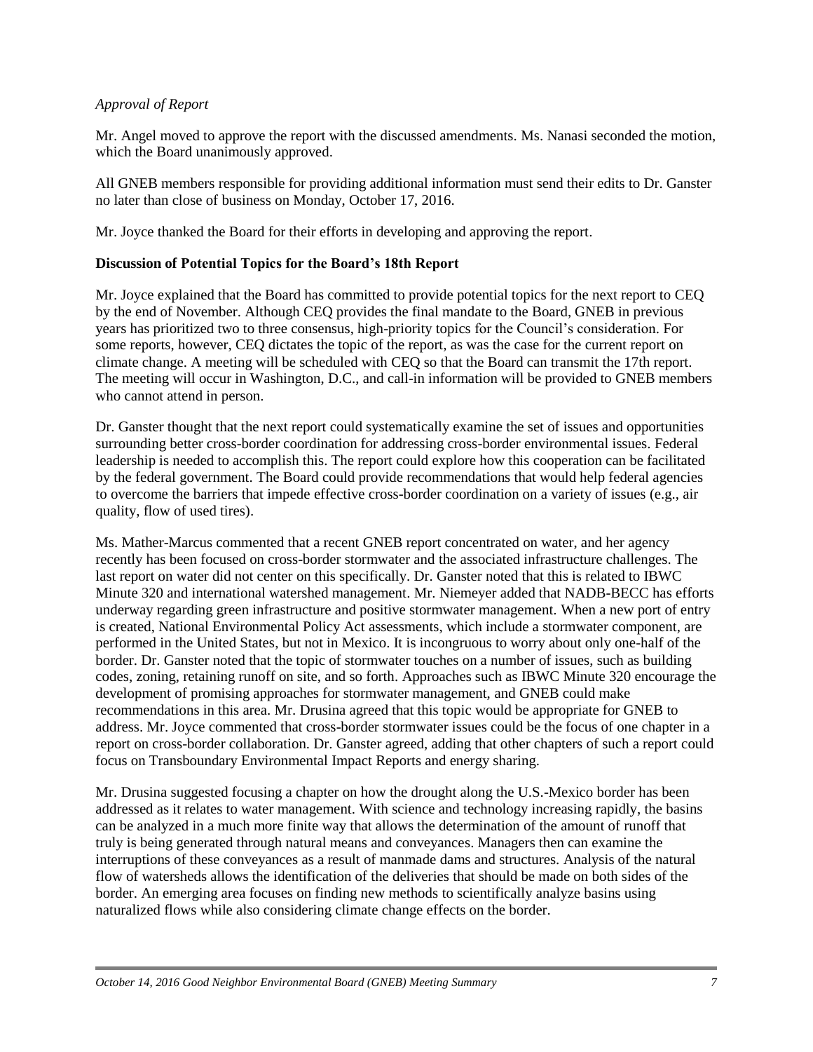*Approval of Report*

Mr. Angel moved to approve the report with the discussed amendments. Ms. Nanasi seconded the motion, which the Board unanimously approved.

All GNEB members responsible for providing additional information must send their edits to Dr. Ganster no later than close of business on Monday, October 17, 2016.

Mr. Joyce thanked the Board for their efforts in developing and approving the report.

**Discussion of Potential Topics for the Board's 18th Report**

Mr. Joyce explained that the Board has committed to provide potential topics for the next report to CEQ by the end of November. Although CEQ provides the final mandate to the Board, GNEB in previous years has prioritized two to three consensus, high-priority topics for the Council's consideration. For some reports, however, CEQ dictates the topic of the report, as was the case for the current report on climate change. A meeting will be scheduled with CEQ so that the Board can transmit the 17th report. The meeting will occur in Washington, D.C., and call-in information will be provided to GNEB members who cannot attend in person.

Dr. Ganster thought that the next report could systematically examine the set of issues and opportunities surrounding better cross-border coordination for addressing cross-border environmental issues. Federal leadership is needed to accomplish this. The report could explore how this cooperation can be facilitated by the federal government. The Board could provide recommendations that would help federal agencies to overcome the barriers that impede effective cross-border coordination on a variety of issues (e.g., air quality, flow of used tires).

Ms. Mather-Marcus commented that a recent GNEB report concentrated on water, and her agency recently has been focused on cross-border stormwater and the associated infrastructure challenges. The last report on water did not center on this specifically. Dr. Ganster noted that this is related to IBWC Minute 320 and international watershed management. Mr. Niemeyer added that NADB-BECC has efforts underway regarding green infrastructure and positive stormwater management. When a new port of entry is created, National Environmental Policy Act assessments, which include a stormwater component, are performed in the United States, but not in Mexico. It is incongruous to worry about only one-half of the border. Dr. Ganster noted that the topic of stormwater touches on a number of issues, such as building codes, zoning, retaining runoff on site, and so forth. Approaches such as IBWC Minute 320 encourage the development of promising approaches for stormwater management, and GNEB could make recommendations in this area. Mr. Drusina agreed that this topic would be appropriate for GNEB to address. Mr. Joyce commented that cross-border stormwater issues could be the focus of one chapter in a report on cross-border collaboration. Dr. Ganster agreed, adding that other chapters of such a report could focus on Transboundary Environmental Impact Reports and energy sharing.

Mr. Drusina suggested focusing a chapter on how the drought along the U.S.-Mexico border has been addressed as it relates to water management. With science and technology increasing rapidly, the basins can be analyzed in a much more finite way that allows the determination of the amount of runoff that truly is being generated through natural means and conveyances. Managers then can examine the interruptions of these conveyances as a result of manmade dams and structures. Analysis of the natural flow of watersheds allows the identification of the deliveries that should be made on both sides of the border. An emerging area focuses on finding new methods to scientifically analyze basins using naturalized flows while also considering climate change effects on the border.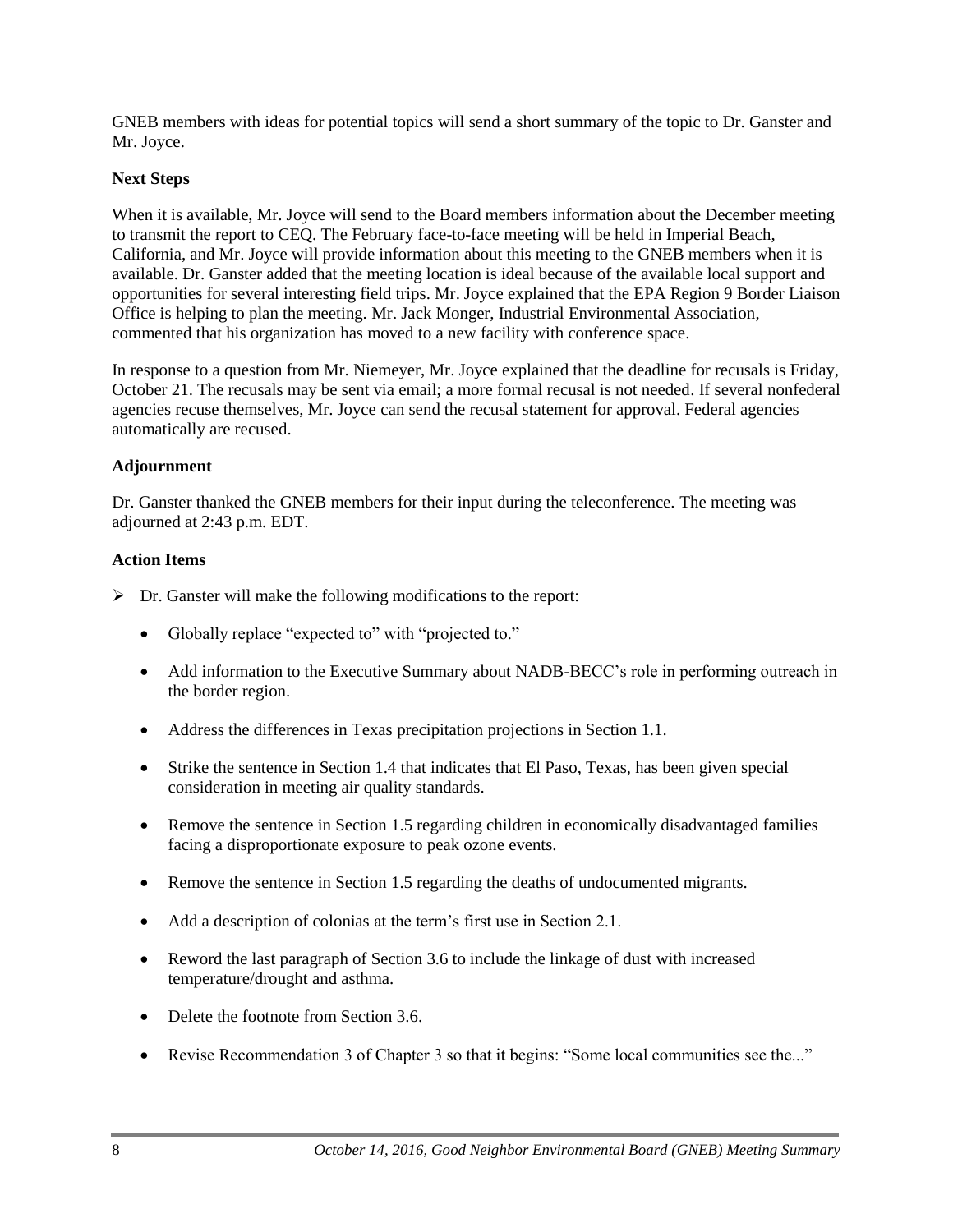GNEB members with ideas for potential topics will send a short summary of the topic to Dr. Ganster and Mr. Joyce.

**Next Steps**

When it is available, Mr. Joyce will send to the Board members information about the December meeting to transmit the report to CEQ. The February face-to-face meeting will be held in Imperial Beach, California, and Mr. Joyce will provide information about this meeting to the GNEB members when it is available. Dr. Ganster added that the meeting location is ideal because of the available local support and opportunities for several interesting field trips. Mr. Joyce explained that the EPA Region 9 Border Liaison Office is helping to plan the meeting. Mr. Jack Monger, Industrial Environmental Association, commented that his organization has moved to a new facility with conference space.

In response to a question from Mr. Niemeyer, Mr. Joyce explained that the deadline for recusals is Friday, October 21. The recusals may be sent via email; a more formal recusal is not needed. If several nonfederal agencies recuse themselves, Mr. Joyce can send the recusal statement for approval. Federal agencies automatically are recused.

**Adjournment**

Dr. Ganster thanked the GNEB members for their input during the teleconference. The meeting was adjourned at 2:43 p.m. EDT.

**Action Items**

- Dr. Ganster will make the following modifications to the report:
  - Globally replace "expected to" with "projected to."
  - Add information to the Executive Summary about NADB-BECC's role in performing outreach in the border region.
  - Address the differences in Texas precipitation projections in Section 1.1.
  - Strike the sentence in Section 1.4 that indicates that El Paso, Texas, has been given special consideration in meeting air quality standards.
  - Remove the sentence in Section 1.5 regarding children in economically disadvantaged families facing a disproportionate exposure to peak ozone events.
  - Remove the sentence in Section 1.5 regarding the deaths of undocumented migrants.
  - Add a description of colonias at the term's first use in Section 2.1.
  - Reword the last paragraph of Section 3.6 to include the linkage of dust with increased temperature/drought and asthma.
  - Delete the footnote from Section 3.6.
  - Revise Recommendation 3 of Chapter 3 so that it begins: "Some local communities see the..."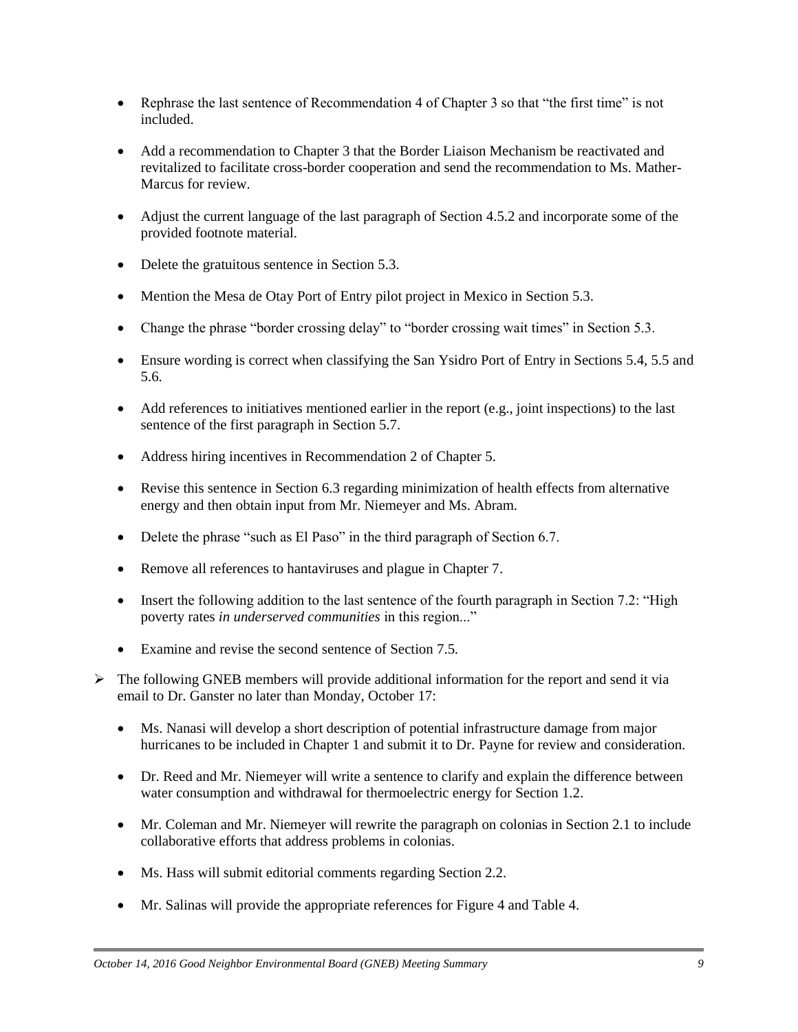- Rephrase the last sentence of Recommendation 4 of Chapter 3 so that "the first time" is not included.
- Add a recommendation to Chapter 3 that the Border Liaison Mechanism be reactivated and revitalized to facilitate cross-border cooperation and send the recommendation to Ms. Mather-Marcus for review.
- Adjust the current language of the last paragraph of Section 4.5.2 and incorporate some of the provided footnote material.
- Delete the gratuitous sentence in Section 5.3.
- Mention the Mesa de Otay Port of Entry pilot project in Mexico in Section 5.3.
- Change the phrase "border crossing delay" to "border crossing wait times" in Section 5.3.
- Ensure wording is correct when classifying the San Ysidro Port of Entry in Sections 5.4, 5.5 and 5.6.
- Add references to initiatives mentioned earlier in the report (e.g., joint inspections) to the last sentence of the first paragraph in Section 5.7.
- Address hiring incentives in Recommendation 2 of Chapter 5.
- Revise this sentence in Section 6.3 regarding minimization of health effects from alternative energy and then obtain input from Mr. Niemeyer and Ms. Abram.
- Delete the phrase "such as El Paso" in the third paragraph of Section 6.7.
- Remove all references to hantaviruses and plague in Chapter 7.
- Insert the following addition to the last sentence of the fourth paragraph in Section 7.2: "High poverty rates *in underserved communities* in this region..."
- Examine and revise the second sentence of Section 7.5.

➢ The following GNEB members will provide additional information for the report and send it via email to Dr. Ganster no later than Monday, October 17:

  - Ms. Nanasi will develop a short description of potential infrastructure damage from major hurricanes to be included in Chapter 1 and submit it to Dr. Payne for review and consideration.
  - Dr. Reed and Mr. Niemeyer will write a sentence to clarify and explain the difference between water consumption and withdrawal for thermoelectric energy for Section 1.2.
  - Mr. Coleman and Mr. Niemeyer will rewrite the paragraph on colonias in Section 2.1 to include collaborative efforts that address problems in colonias.
  - Ms. Hass will submit editorial comments regarding Section 2.2.
  - Mr. Salinas will provide the appropriate references for Figure 4 and Table 4.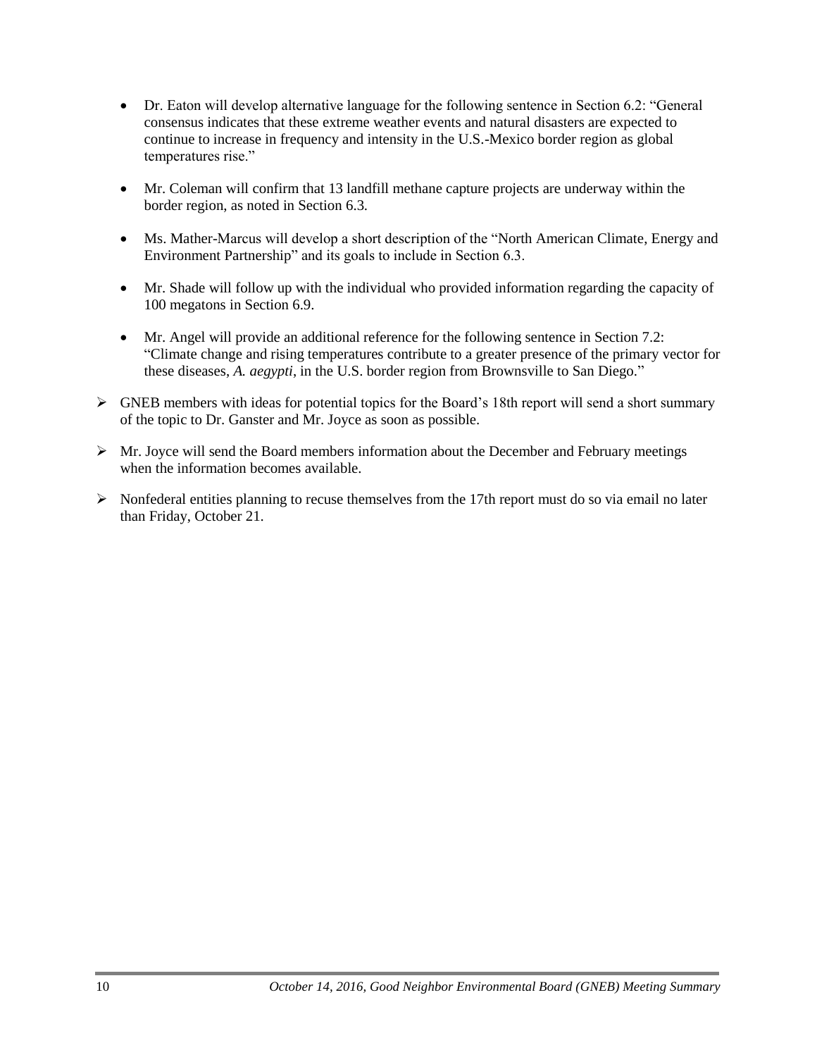- Dr. Eaton will develop alternative language for the following sentence in Section 6.2: "General consensus indicates that these extreme weather events and natural disasters are expected to continue to increase in frequency and intensity in the U.S.-Mexico border region as global temperatures rise."

- Mr. Coleman will confirm that 13 landfill methane capture projects are underway within the border region, as noted in Section 6.3.

- Ms. Mather-Marcus will develop a short description of the "North American Climate, Energy and Environment Partnership" and its goals to include in Section 6.3.

- Mr. Shade will follow up with the individual who provided information regarding the capacity of 100 megatons in Section 6.9.

- Mr. Angel will provide an additional reference for the following sentence in Section 7.2: "Climate change and rising temperatures contribute to a greater presence of the primary vector for these diseases, *A. aegypti*, in the U.S. border region from Brownsville to San Diego."

- GNEB members with ideas for potential topics for the Board's 18th report will send a short summary of the topic to Dr. Ganster and Mr. Joyce as soon as possible.

- Mr. Joyce will send the Board members information about the December and February meetings when the information becomes available.

- Nonfederal entities planning to recuse themselves from the 17th report must do so via email no later than Friday, October 21.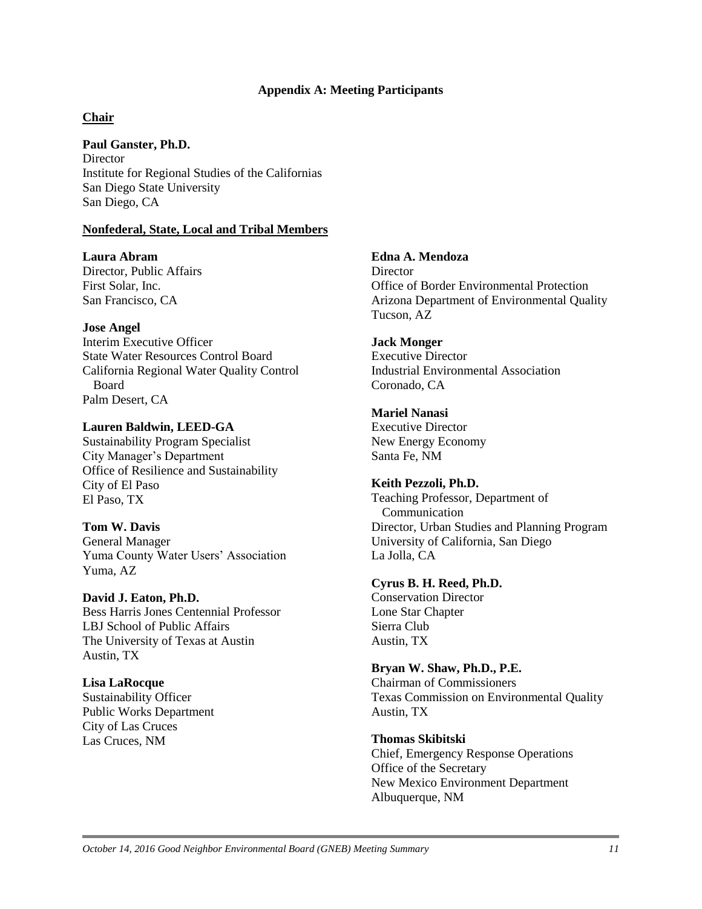# Appendix A: Meeting Participants

## Chair

**Paul Ganster, Ph.D.**
Director
Institute for Regional Studies of the Californias
San Diego State University
San Diego, CA

## Nonfederal, State, Local and Tribal Members

**Laura Abram**
Director, Public Affairs
First Solar, Inc.
San Francisco, CA

**Jose Angel**
Interim Executive Officer
State Water Resources Control Board
California Regional Water Quality Control Board
Palm Desert, CA

**Lauren Baldwin, LEED-GA**
Sustainability Program Specialist
City Manager's Department
Office of Resilience and Sustainability
City of El Paso
El Paso, TX

**Tom W. Davis**
General Manager
Yuma County Water Users' Association
Yuma, AZ

**David J. Eaton, Ph.D.**
Bess Harris Jones Centennial Professor
LBJ School of Public Affairs
The University of Texas at Austin
Austin, TX

**Lisa LaRocque**
Sustainability Officer
Public Works Department
City of Las Cruces
Las Cruces, NM

**Edna A. Mendoza**
Director
Office of Border Environmental Protection
Arizona Department of Environmental Quality
Tucson, AZ

**Jack Monger**
Executive Director
Industrial Environmental Association
Coronado, CA

**Mariel Nanasi**
Executive Director
New Energy Economy
Santa Fe, NM

**Keith Pezzoli, Ph.D.**
Teaching Professor, Department of Communication
Director, Urban Studies and Planning Program
University of California, San Diego
La Jolla, CA

**Cyrus B. H. Reed, Ph.D.**
Conservation Director
Lone Star Chapter
Sierra Club
Austin, TX

**Bryan W. Shaw, Ph.D., P.E.**
Chairman of Commissioners
Texas Commission on Environmental Quality
Austin, TX

**Thomas Skibitski**
Chief, Emergency Response Operations
Office of the Secretary
New Mexico Environment Department
Albuquerque, NM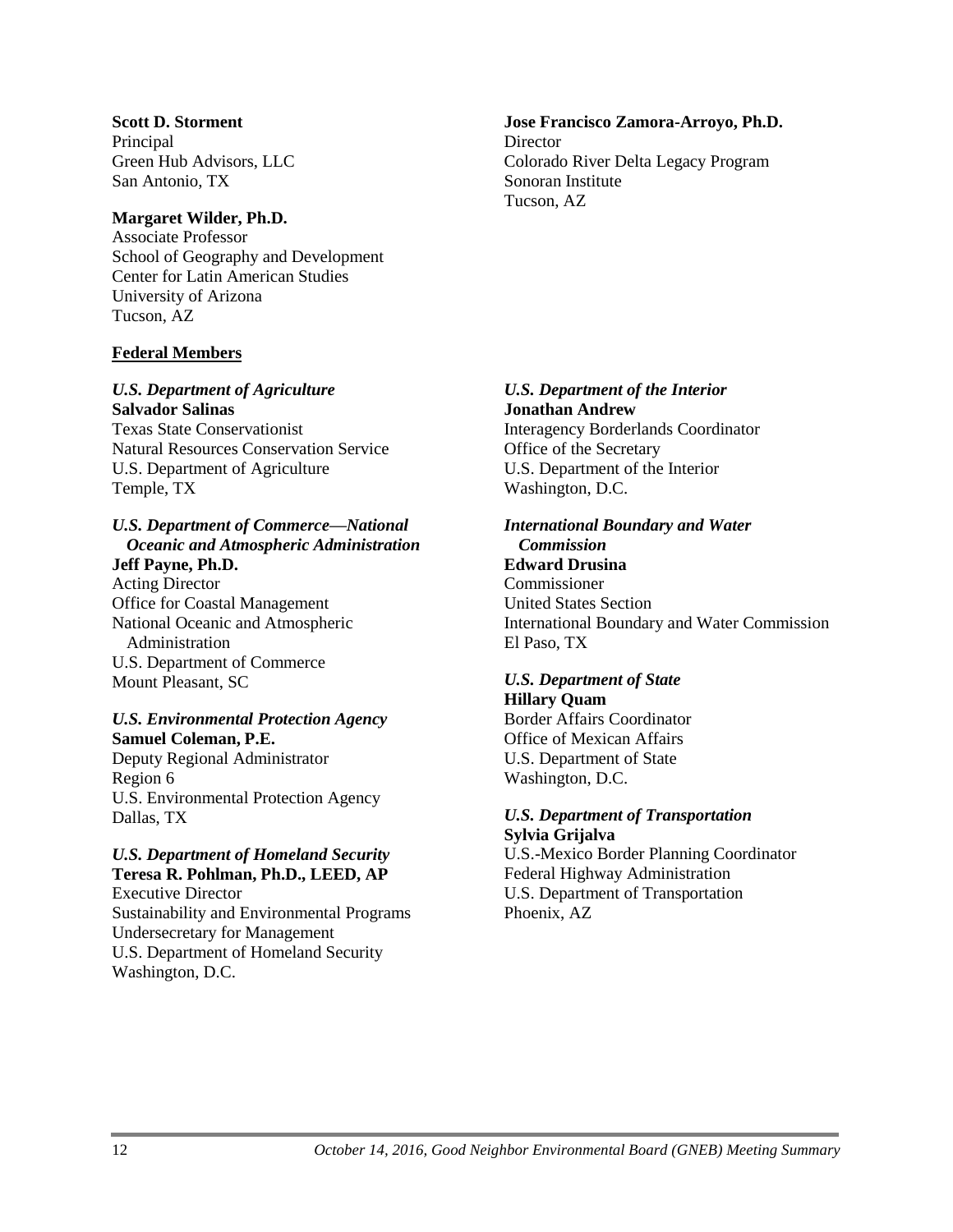**Scott D. Storment**
Principal
Green Hub Advisors, LLC
San Antonio, TX

**Margaret Wilder, Ph.D.**
Associate Professor
School of Geography and Development
Center for Latin American Studies
University of Arizona
Tucson, AZ

**Jose Francisco Zamora-Arroyo, Ph.D.**
Director
Colorado River Delta Legacy Program
Sonoran Institute
Tucson, AZ

**Federal Members**

***U.S. Department of Agriculture***
**Salvador Salinas**
Texas State Conservationist
Natural Resources Conservation Service
U.S. Department of Agriculture
Temple, TX

***U.S. Department of Commerce—National Oceanic and Atmospheric Administration***
**Jeff Payne, Ph.D.**
Acting Director
Office for Coastal Management
National Oceanic and Atmospheric Administration
U.S. Department of Commerce
Mount Pleasant, SC

***U.S. Environmental Protection Agency***
**Samuel Coleman, P.E.**
Deputy Regional Administrator
Region 6
U.S. Environmental Protection Agency
Dallas, TX

***U.S. Department of Homeland Security***
**Teresa R. Pohlman, Ph.D., LEED, AP**
Executive Director
Sustainability and Environmental Programs
Undersecretary for Management
U.S. Department of Homeland Security
Washington, D.C.

***U.S. Department of the Interior***
**Jonathan Andrew**
Interagency Borderlands Coordinator
Office of the Secretary
U.S. Department of the Interior
Washington, D.C.

***International Boundary and Water Commission***
**Edward Drusina**
Commissioner
United States Section
International Boundary and Water Commission
El Paso, TX

***U.S. Department of State***
**Hillary Quam**
Border Affairs Coordinator
Office of Mexican Affairs
U.S. Department of State
Washington, D.C.

***U.S. Department of Transportation***
**Sylvia Grijalva**
U.S.-Mexico Border Planning Coordinator
Federal Highway Administration
U.S. Department of Transportation
Phoenix, AZ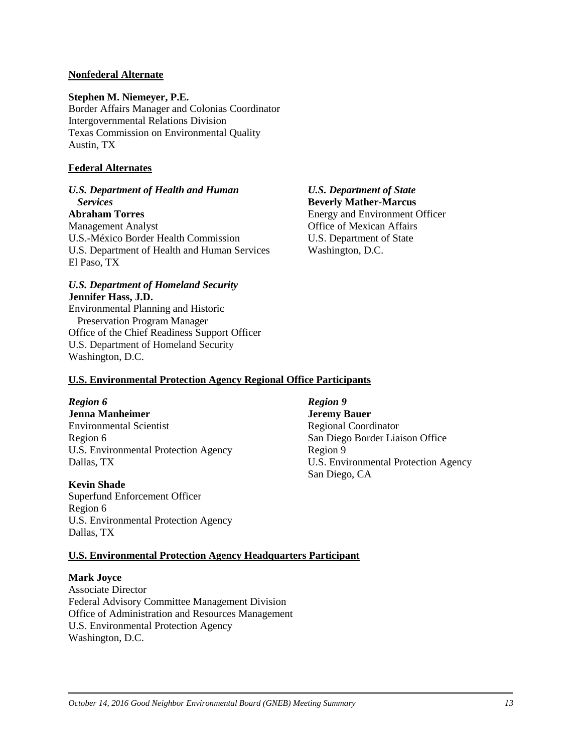## Nonfederal Alternate

**Stephen M. Niemeyer, P.E.**
Border Affairs Manager and Colonias Coordinator
Intergovernmental Relations Division
Texas Commission on Environmental Quality
Austin, TX

## Federal Alternates

***U.S. Department of Health and Human Services***
**Abraham Torres**
Management Analyst
U.S.-México Border Health Commission
U.S. Department of Health and Human Services
El Paso, TX

***U.S. Department of Homeland Security***
**Jennifer Hass, J.D.**
Environmental Planning and Historic Preservation Program Manager
Office of the Chief Readiness Support Officer
U.S. Department of Homeland Security
Washington, D.C.

***U.S. Department of State***
**Beverly Mather-Marcus**
Energy and Environment Officer
Office of Mexican Affairs
U.S. Department of State
Washington, D.C.

## U.S. Environmental Protection Agency Regional Office Participants

***Region 6***
**Jenna Manheimer**
Environmental Scientist
Region 6
U.S. Environmental Protection Agency
Dallas, TX

**Kevin Shade**
Superfund Enforcement Officer
Region 6
U.S. Environmental Protection Agency
Dallas, TX

***Region 9***
**Jeremy Bauer**
Regional Coordinator
San Diego Border Liaison Office
Region 9
U.S. Environmental Protection Agency
San Diego, CA

## U.S. Environmental Protection Agency Headquarters Participant

**Mark Joyce**
Associate Director
Federal Advisory Committee Management Division
Office of Administration and Resources Management
U.S. Environmental Protection Agency
Washington, D.C.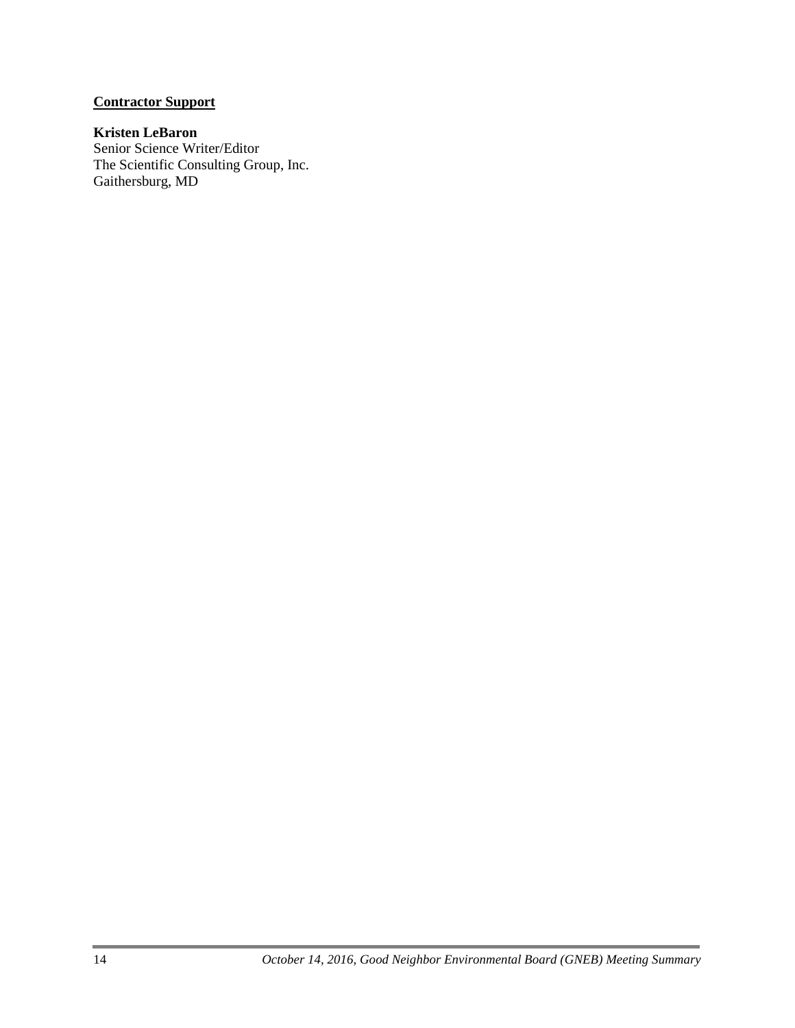**Contractor Support**

**Kristen LeBaron**
Senior Science Writer/Editor
The Scientific Consulting Group, Inc.
Gaithersburg, MD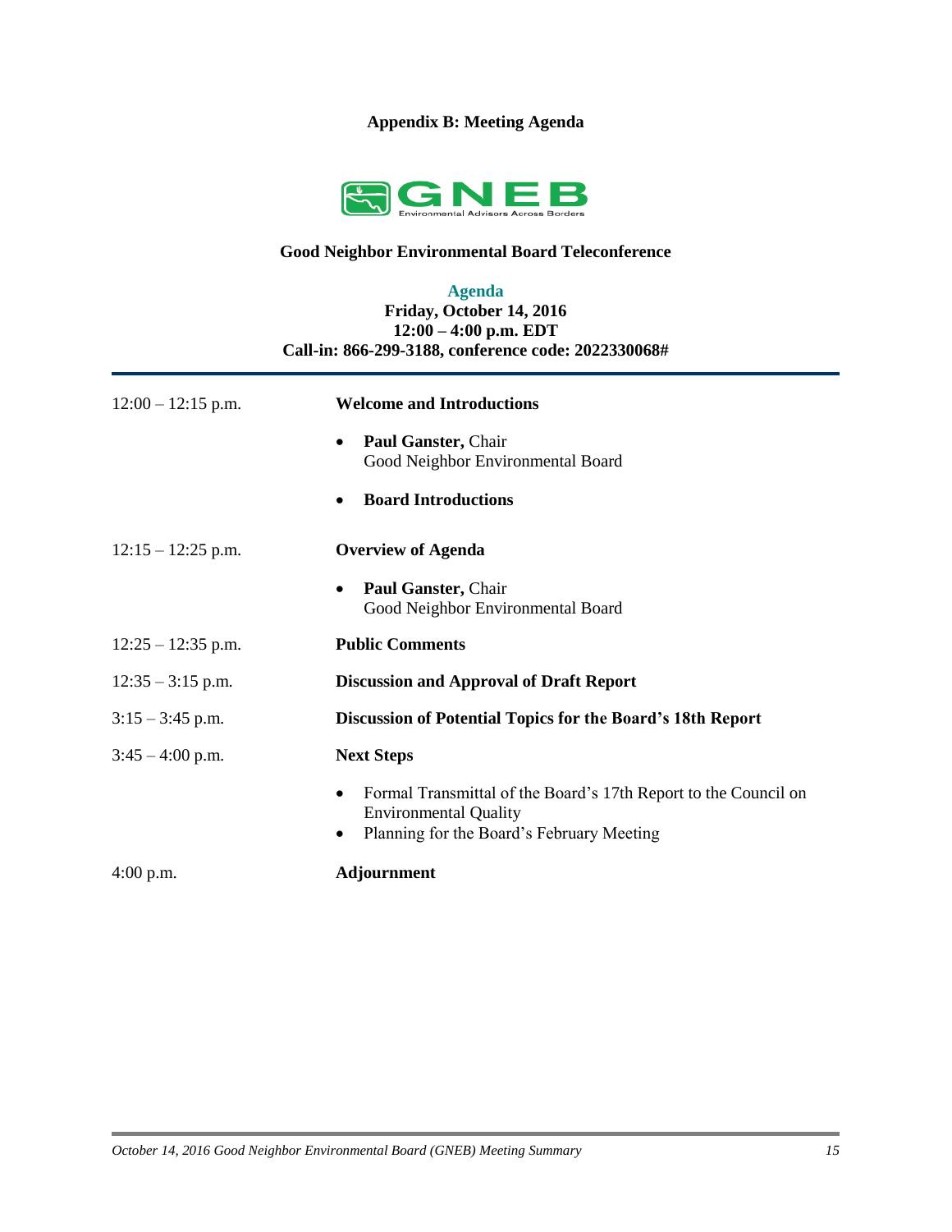## Appendix B: Meeting Agenda

GNEB
Environmental Advisors Across Borders

**Good Neighbor Environmental Board Teleconference**

**Agenda**
**Friday, October 14, 2016**
**12:00 – 4:00 p.m. EDT**
**Call-in: 866-299-3188, conference code: 2022330068#**

---

| | |
|---|---|
| 12:00 – 12:15 p.m. | **Welcome and Introductions**<br>• **Paul Ganster,** Chair<br>Good Neighbor Environmental Board<br>• **Board Introductions** |
| 12:15 – 12:25 p.m. | **Overview of Agenda**<br>• **Paul Ganster,** Chair<br>Good Neighbor Environmental Board |
| 12:25 – 12:35 p.m. | **Public Comments** |
| 12:35 – 3:15 p.m. | **Discussion and Approval of Draft Report** |
| 3:15 – 3:45 p.m. | **Discussion of Potential Topics for the Board's 18th Report** |
| 3:45 – 4:00 p.m. | **Next Steps**<br>• Formal Transmittal of the Board's 17th Report to the Council on Environmental Quality<br>• Planning for the Board's February Meeting |
| 4:00 p.m. | **Adjournment** |